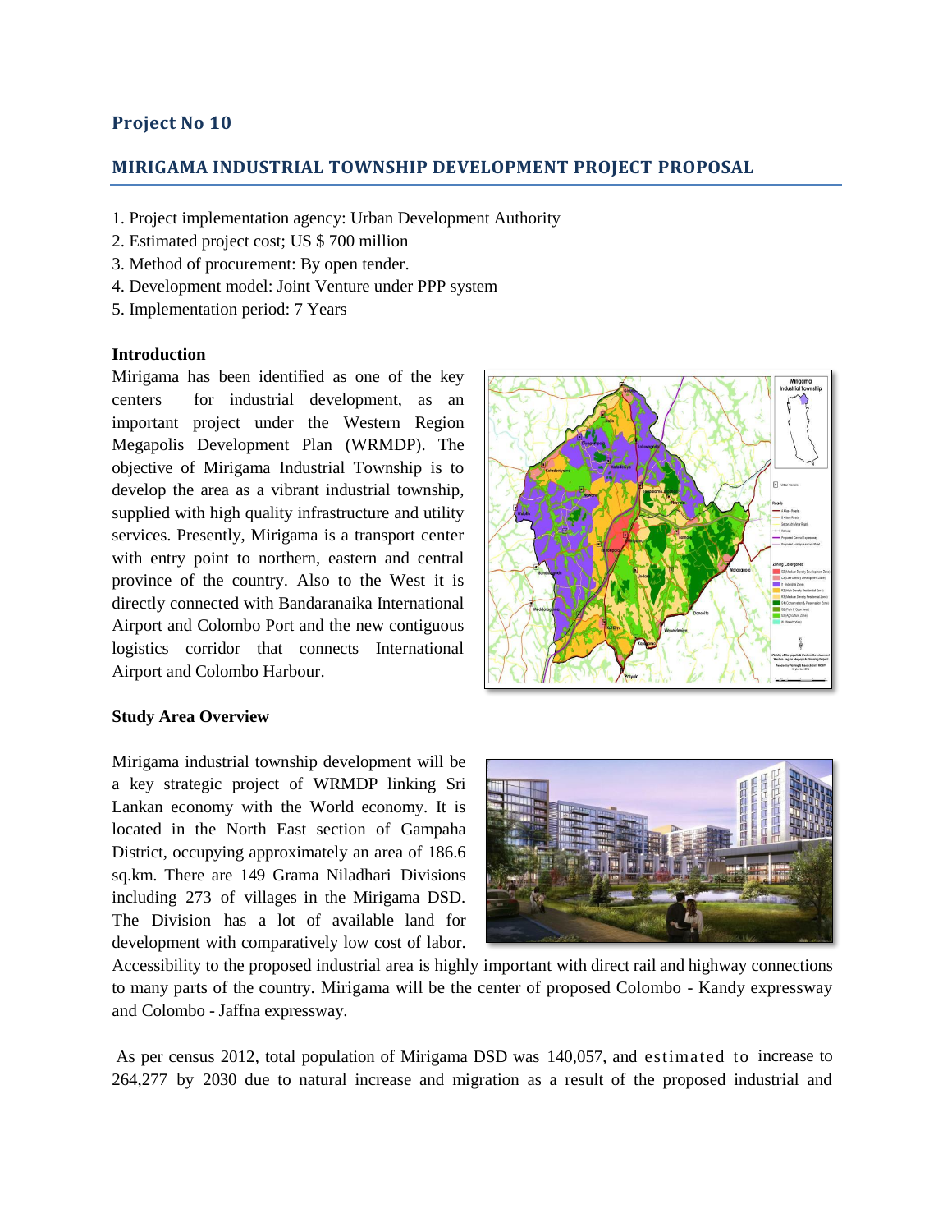## Project No 10

## MIRIGAMA INDUSTRIAL TOWNSHIP DEVELOPMENT PROJECT PROPOSAL

1. Project implementation agency: Urban Development Authority
2. Estimated project cost; US $ 700 million
3. Method of procurement: By open tender.
4. Development model: Joint Venture under PPP system
5. Implementation period: 7 Years

**Introduction**

Mirigama has been identified as one of the key centers for industrial development, as an important project under the Western Region Megapolis Development Plan (WRMDP). The objective of Mirigama Industrial Township is to develop the area as a vibrant industrial township, supplied with high quality infrastructure and utility services. Presently, Mirigama is a transport center with entry point to northern, eastern and central province of the country. Also to the West it is directly connected with Bandaranaika International Airport and Colombo Port and the new contiguous logistics corridor that connects International Airport and Colombo Harbour.

**Study Area Overview**

Mirigama industrial township development will be a key strategic project of WRMDP linking Sri Lankan economy with the World economy. It is located in the North East section of Gampaha District, occupying approximately an area of 186.6 sq.km. There are 149 Grama Niladhari Divisions including 273 of villages in the Mirigama DSD. The Division has a lot of available land for development with comparatively low cost of labor. Accessibility to the proposed industrial area is highly important with direct rail and highway connections to many parts of the country. Mirigama will be the center of proposed Colombo - Kandy expressway and Colombo - Jaffna expressway.

As per census 2012, total population of Mirigama DSD was 140,057, and estimated to increase to 264,277 by 2030 due to natural increase and migration as a result of the proposed industrial and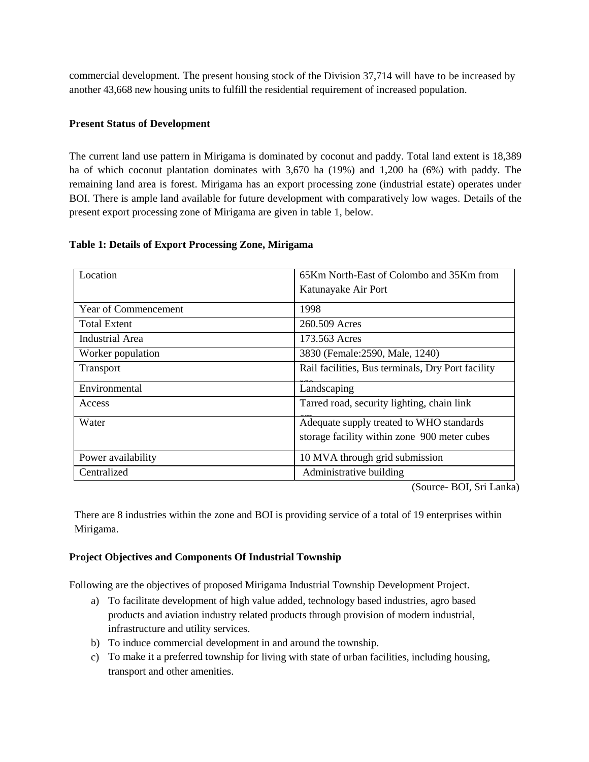commercial development. The present housing stock of the Division 37,714 will have to be increased by another 43,668 new housing units to fulfill the residential requirement of increased population.

**Present Status of Development**

The current land use pattern in Mirigama is dominated by coconut and paddy. Total land extent is 18,389 ha of which coconut plantation dominates with 3,670 ha (19%) and 1,200 ha (6%) with paddy. The remaining land area is forest. Mirigama has an export processing zone (industrial estate) operates under BOI. There is ample land available for future development with comparatively low wages. Details of the present export processing zone of Mirigama are given in table 1, below.

**Table 1: Details of Export Processing Zone, Mirigama**

| | |
|---|---|
| Location | 65Km North-East of Colombo and 35Km from Katunayake Air Port |
| Year of Commencement | 1998 |
| Total Extent | 260.509 Acres |
| Industrial Area | 173.563 Acres |
| Worker population | 3830 (Female:2590, Male, 1240) |
| Transport | Rail facilities, Bus terminals, Dry Port facility |
| Environmental | Landscaping |
| Access | Tarred road, security lighting, chain link |
| Water | Adequate supply treated to WHO standards storage facility within zone 900 meter cubes |
| Power availability | 10 MVA through grid submission |
| Centralized | Administrative building |

(Source- BOI, Sri Lanka)

There are 8 industries within the zone and BOI is providing service of a total of 19 enterprises within Mirigama.

**Project Objectives and Components Of Industrial Township**

Following are the objectives of proposed Mirigama Industrial Township Development Project.

a) To facilitate development of high value added, technology based industries, agro based products and aviation industry related products through provision of modern industrial, infrastructure and utility services.
b) To induce commercial development in and around the township.
c) To make it a preferred township for living with state of urban facilities, including housing, transport and other amenities.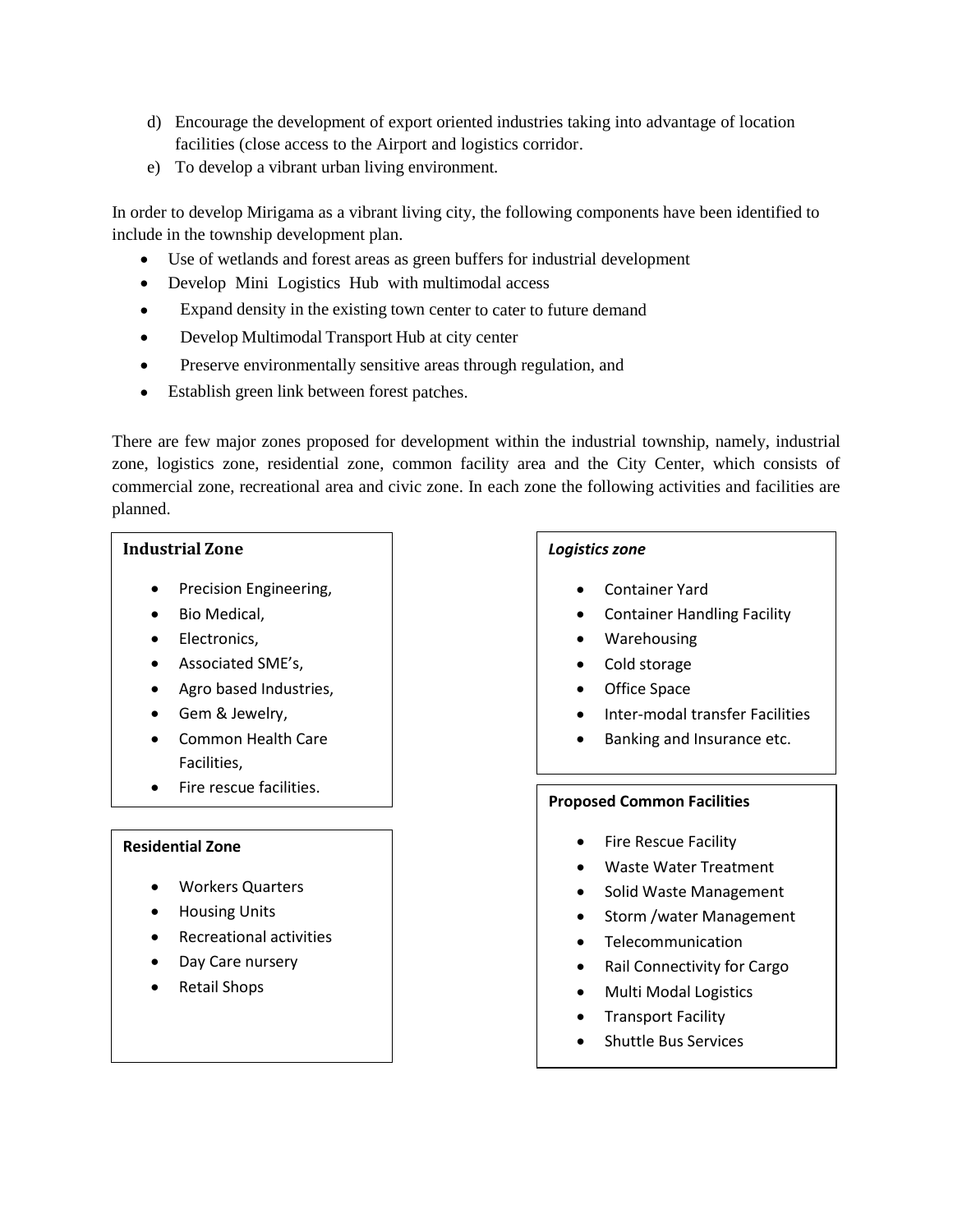d) Encourage the development of export oriented industries taking into advantage of location facilities (close access to the Airport and logistics corridor.
e) To develop a vibrant urban living environment.

In order to develop Mirigama as a vibrant living city, the following components have been identified to include in the township development plan.

- Use of wetlands and forest areas as green buffers for industrial development
- Develop Mini Logistics Hub with multimodal access
- Expand density in the existing town center to cater to future demand
- Develop Multimodal Transport Hub at city center
- Preserve environmentally sensitive areas through regulation, and
- Establish green link between forest patches.

There are few major zones proposed for development within the industrial township, namely, industrial zone, logistics zone, residential zone, common facility area and the City Center, which consists of commercial zone, recreational area and civic zone. In each zone the following activities and facilities are planned.

**Industrial Zone**

- Precision Engineering,
- Bio Medical,
- Electronics,
- Associated SME's,
- Agro based Industries,
- Gem & Jewelry,
- Common Health Care Facilities,
- Fire rescue facilities.

**Residential Zone**

- Workers Quarters
- Housing Units
- Recreational activities
- Day Care nursery
- Retail Shops

***Logistics zone***

- Container Yard
- Container Handling Facility
- Warehousing
- Cold storage
- Office Space
- Inter-modal transfer Facilities
- Banking and Insurance etc.

**Proposed Common Facilities**

- Fire Rescue Facility
- Waste Water Treatment
- Solid Waste Management
- Storm /water Management
- Telecommunication
- Rail Connectivity for Cargo
- Multi Modal Logistics
- Transport Facility
- Shuttle Bus Services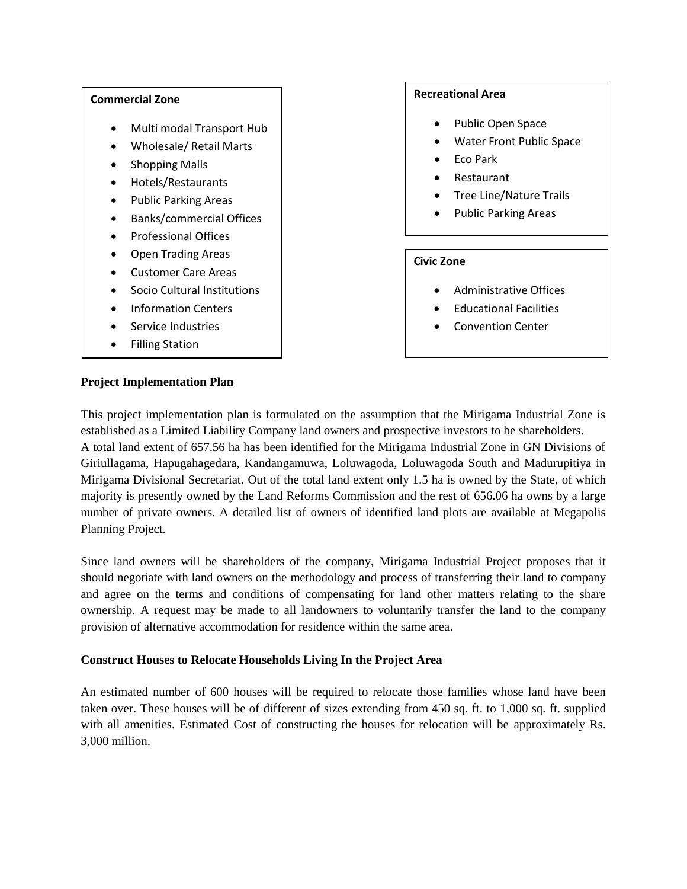**Commercial Zone**

- Multi modal Transport Hub
- Wholesale/ Retail Marts
- Shopping Malls
- Hotels/Restaurants
- Public Parking Areas
- Banks/commercial Offices
- Professional Offices
- Open Trading Areas
- Customer Care Areas
- Socio Cultural Institutions
- Information Centers
- Service Industries
- Filling Station

**Recreational Area**

- Public Open Space
- Water Front Public Space
- Eco Park
- Restaurant
- Tree Line/Nature Trails
- Public Parking Areas

**Civic Zone**

- Administrative Offices
- Educational Facilities
- Convention Center

**Project Implementation Plan**

This project implementation plan is formulated on the assumption that the Mirigama Industrial Zone is established as a Limited Liability Company land owners and prospective investors to be shareholders.
A total land extent of 657.56 ha has been identified for the Mirigama Industrial Zone in GN Divisions of Giriullagama, Hapugahagedara, Kandangamuwa, Loluwagoda, Loluwagoda South and Madurupitiya in Mirigama Divisional Secretariat. Out of the total land extent only 1.5 ha is owned by the State, of which majority is presently owned by the Land Reforms Commission and the rest of 656.06 ha owns by a large number of private owners. A detailed list of owners of identified land plots are available at Megapolis Planning Project.

Since land owners will be shareholders of the company, Mirigama Industrial Project proposes that it should negotiate with land owners on the methodology and process of transferring their land to company and agree on the terms and conditions of compensating for land other matters relating to the share ownership. A request may be made to all landowners to voluntarily transfer the land to the company provision of alternative accommodation for residence within the same area.

**Construct Houses to Relocate Households Living In the Project Area**

An estimated number of 600 houses will be required to relocate those families whose land have been taken over. These houses will be of different of sizes extending from 450 sq. ft. to 1,000 sq. ft. supplied with all amenities. Estimated Cost of constructing the houses for relocation will be approximately Rs. 3,000 million.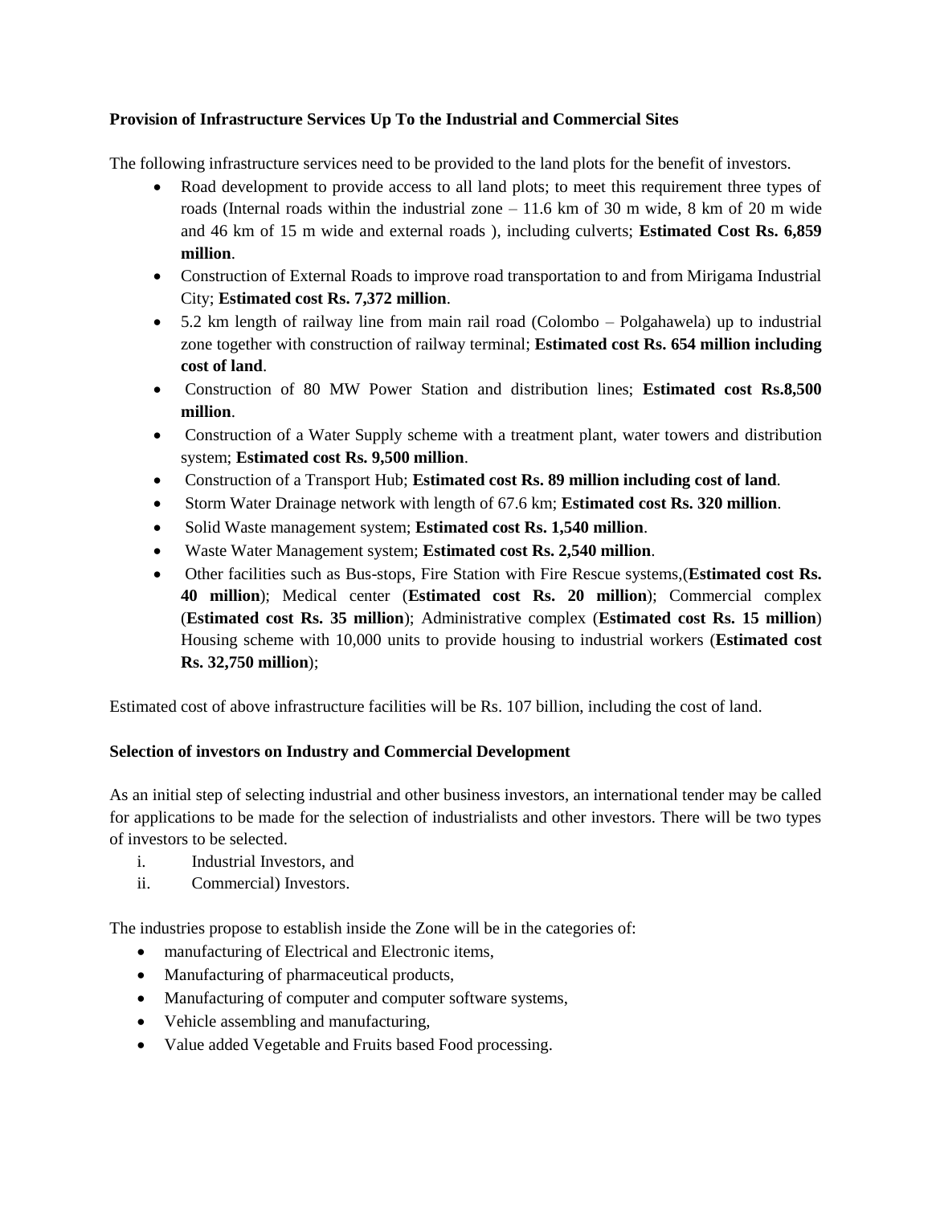**Provision of Infrastructure Services Up To the Industrial and Commercial Sites**

The following infrastructure services need to be provided to the land plots for the benefit of investors.

- Road development to provide access to all land plots; to meet this requirement three types of roads (Internal roads within the industrial zone – 11.6 km of 30 m wide, 8 km of 20 m wide and 46 km of 15 m wide and external roads ), including culverts; **Estimated Cost Rs. 6,859 million**.
- Construction of External Roads to improve road transportation to and from Mirigama Industrial City; **Estimated cost Rs. 7,372 million**.
- 5.2 km length of railway line from main rail road (Colombo – Polgahawela) up to industrial zone together with construction of railway terminal; **Estimated cost Rs. 654 million including cost of land**.
- Construction of 80 MW Power Station and distribution lines; **Estimated cost Rs.8,500 million**.
- Construction of a Water Supply scheme with a treatment plant, water towers and distribution system; **Estimated cost Rs. 9,500 million**.
- Construction of a Transport Hub; **Estimated cost Rs. 89 million including cost of land**.
- Storm Water Drainage network with length of 67.6 km; **Estimated cost Rs. 320 million**.
- Solid Waste management system; **Estimated cost Rs. 1,540 million**.
- Waste Water Management system; **Estimated cost Rs. 2,540 million**.
- Other facilities such as Bus-stops, Fire Station with Fire Rescue systems,(**Estimated cost Rs. 40 million**); Medical center (**Estimated cost Rs. 20 million**); Commercial complex (**Estimated cost Rs. 35 million**); Administrative complex (**Estimated cost Rs. 15 million**) Housing scheme with 10,000 units to provide housing to industrial workers (**Estimated cost Rs. 32,750 million**);

Estimated cost of above infrastructure facilities will be Rs. 107 billion, including the cost of land.

**Selection of investors on Industry and Commercial Development**

As an initial step of selecting industrial and other business investors, an international tender may be called for applications to be made for the selection of industrialists and other investors. There will be two types of investors to be selected.

i. Industrial Investors, and
ii. Commercial) Investors.

The industries propose to establish inside the Zone will be in the categories of:

- manufacturing of Electrical and Electronic items,
- Manufacturing of pharmaceutical products,
- Manufacturing of computer and computer software systems,
- Vehicle assembling and manufacturing,
- Value added Vegetable and Fruits based Food processing.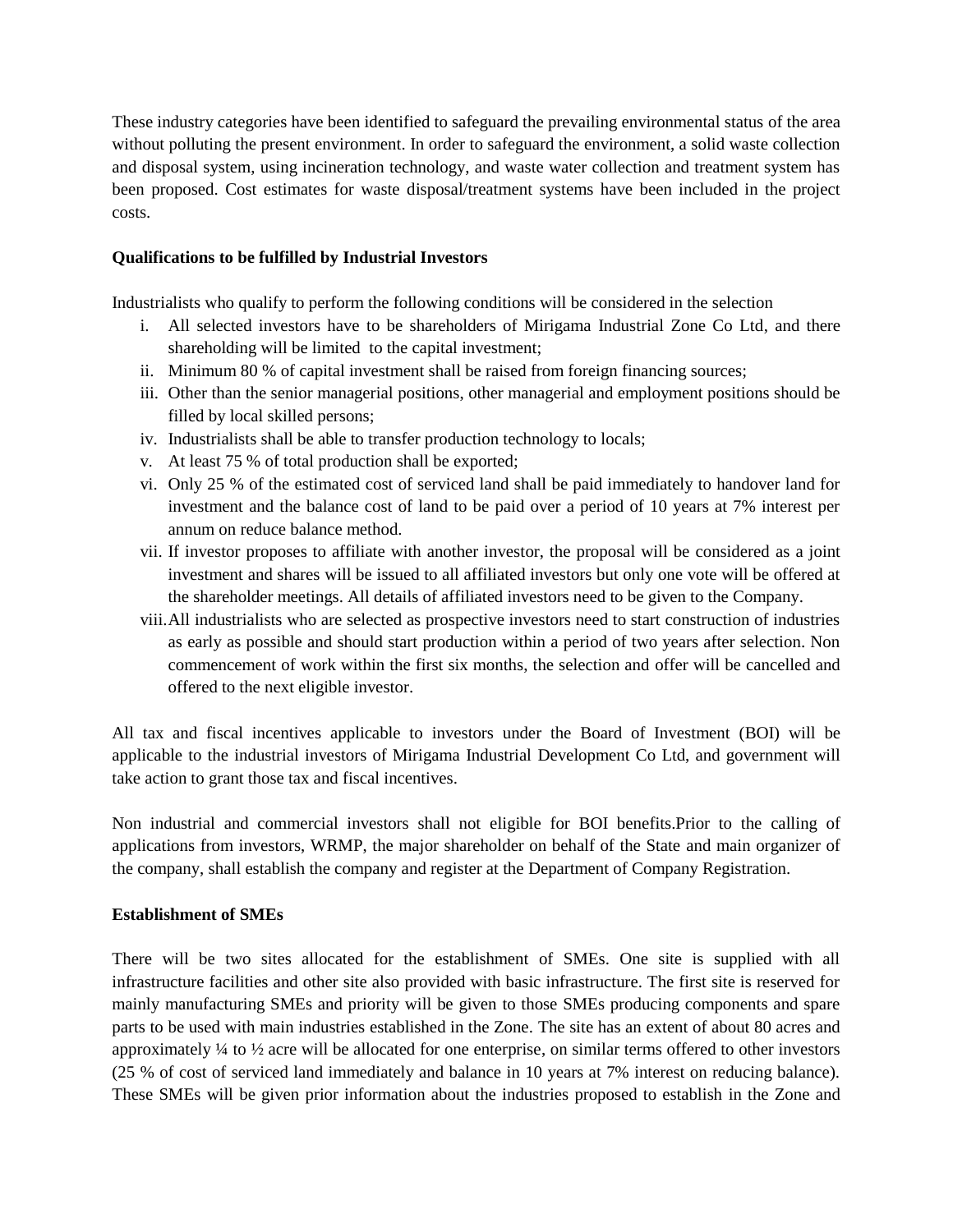These industry categories have been identified to safeguard the prevailing environmental status of the area without polluting the present environment. In order to safeguard the environment, a solid waste collection and disposal system, using incineration technology, and waste water collection and treatment system has been proposed. Cost estimates for waste disposal/treatment systems have been included in the project costs.

**Qualifications to be fulfilled by Industrial Investors**

Industrialists who qualify to perform the following conditions will be considered in the selection

i. All selected investors have to be shareholders of Mirigama Industrial Zone Co Ltd, and there shareholding will be limited to the capital investment;
ii. Minimum 80 % of capital investment shall be raised from foreign financing sources;
iii. Other than the senior managerial positions, other managerial and employment positions should be filled by local skilled persons;
iv. Industrialists shall be able to transfer production technology to locals;
v. At least 75 % of total production shall be exported;
vi. Only 25 % of the estimated cost of serviced land shall be paid immediately to handover land for investment and the balance cost of land to be paid over a period of 10 years at 7% interest per annum on reduce balance method.
vii. If investor proposes to affiliate with another investor, the proposal will be considered as a joint investment and shares will be issued to all affiliated investors but only one vote will be offered at the shareholder meetings. All details of affiliated investors need to be given to the Company.
viii. All industrialists who are selected as prospective investors need to start construction of industries as early as possible and should start production within a period of two years after selection. Non commencement of work within the first six months, the selection and offer will be cancelled and offered to the next eligible investor.

All tax and fiscal incentives applicable to investors under the Board of Investment (BOI) will be applicable to the industrial investors of Mirigama Industrial Development Co Ltd, and government will take action to grant those tax and fiscal incentives.

Non industrial and commercial investors shall not eligible for BOI benefits.Prior to the calling of applications from investors, WRMP, the major shareholder on behalf of the State and main organizer of the company, shall establish the company and register at the Department of Company Registration.

**Establishment of SMEs**

There will be two sites allocated for the establishment of SMEs. One site is supplied with all infrastructure facilities and other site also provided with basic infrastructure. The first site is reserved for mainly manufacturing SMEs and priority will be given to those SMEs producing components and spare parts to be used with main industries established in the Zone. The site has an extent of about 80 acres and approximately ¼ to ½ acre will be allocated for one enterprise, on similar terms offered to other investors (25 % of cost of serviced land immediately and balance in 10 years at 7% interest on reducing balance). These SMEs will be given prior information about the industries proposed to establish in the Zone and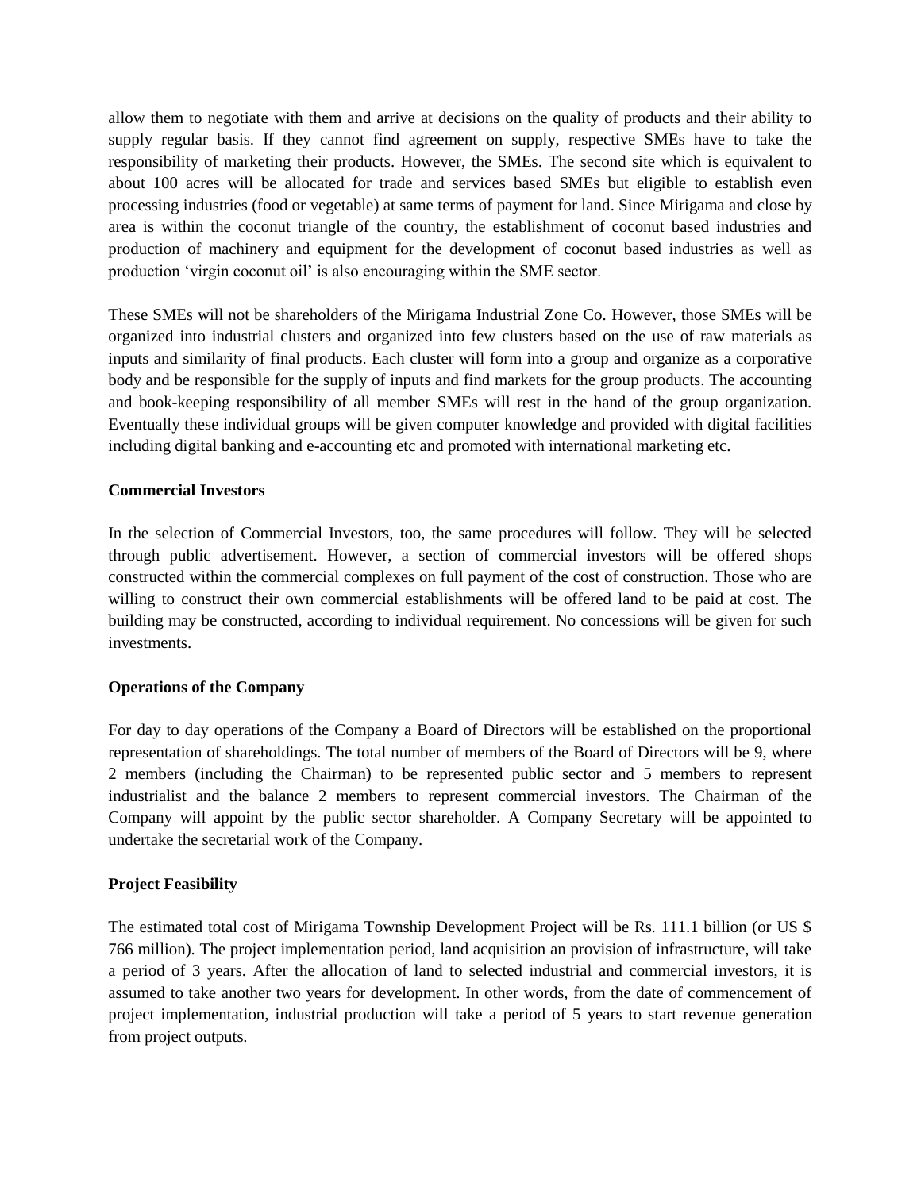allow them to negotiate with them and arrive at decisions on the quality of products and their ability to supply regular basis. If they cannot find agreement on supply, respective SMEs have to take the responsibility of marketing their products. However, the SMEs. The second site which is equivalent to about 100 acres will be allocated for trade and services based SMEs but eligible to establish even processing industries (food or vegetable) at same terms of payment for land. Since Mirigama and close by area is within the coconut triangle of the country, the establishment of coconut based industries and production of machinery and equipment for the development of coconut based industries as well as production 'virgin coconut oil' is also encouraging within the SME sector.

These SMEs will not be shareholders of the Mirigama Industrial Zone Co. However, those SMEs will be organized into industrial clusters and organized into few clusters based on the use of raw materials as inputs and similarity of final products. Each cluster will form into a group and organize as a corporative body and be responsible for the supply of inputs and find markets for the group products. The accounting and book-keeping responsibility of all member SMEs will rest in the hand of the group organization. Eventually these individual groups will be given computer knowledge and provided with digital facilities including digital banking and e-accounting etc and promoted with international marketing etc.

**Commercial Investors**

In the selection of Commercial Investors, too, the same procedures will follow. They will be selected through public advertisement. However, a section of commercial investors will be offered shops constructed within the commercial complexes on full payment of the cost of construction. Those who are willing to construct their own commercial establishments will be offered land to be paid at cost. The building may be constructed, according to individual requirement. No concessions will be given for such investments.

**Operations of the Company**

For day to day operations of the Company a Board of Directors will be established on the proportional representation of shareholdings. The total number of members of the Board of Directors will be 9, where 2 members (including the Chairman) to be represented public sector and 5 members to represent industrialist and the balance 2 members to represent commercial investors. The Chairman of the Company will appoint by the public sector shareholder. A Company Secretary will be appointed to undertake the secretarial work of the Company.

**Project Feasibility**

The estimated total cost of Mirigama Township Development Project will be Rs. 111.1 billion (or US $ 766 million). The project implementation period, land acquisition an provision of infrastructure, will take a period of 3 years. After the allocation of land to selected industrial and commercial investors, it is assumed to take another two years for development. In other words, from the date of commencement of project implementation, industrial production will take a period of 5 years to start revenue generation from project outputs.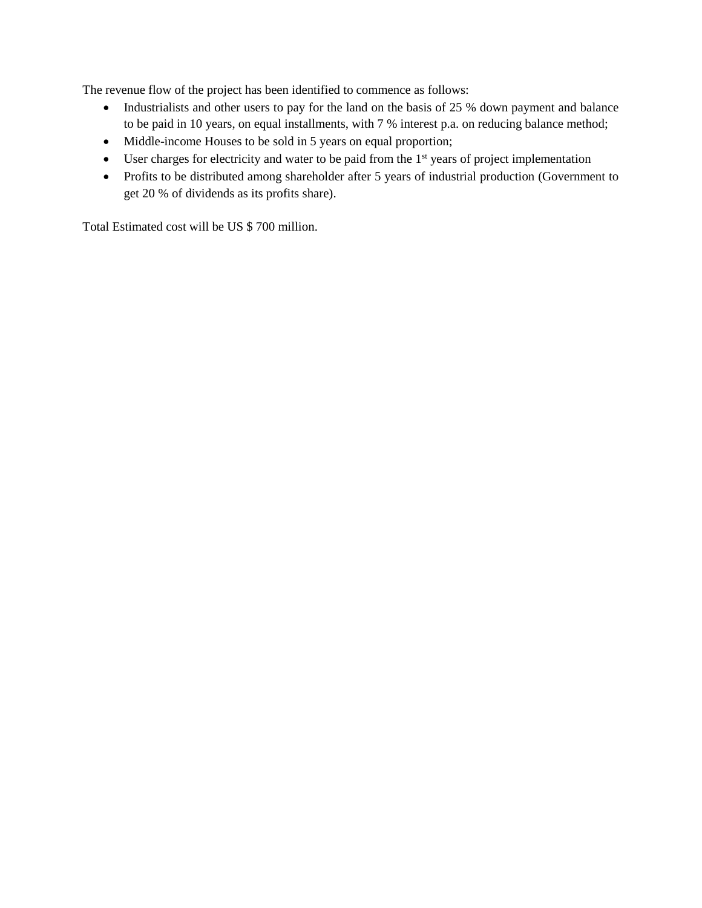The revenue flow of the project has been identified to commence as follows:

- Industrialists and other users to pay for the land on the basis of 25 % down payment and balance to be paid in 10 years, on equal installments, with 7 % interest p.a. on reducing balance method;
- Middle-income Houses to be sold in 5 years on equal proportion;
- User charges for electricity and water to be paid from the 1st years of project implementation
- Profits to be distributed among shareholder after 5 years of industrial production (Government to get 20 % of dividends as its profits share).

Total Estimated cost will be US $ 700 million.